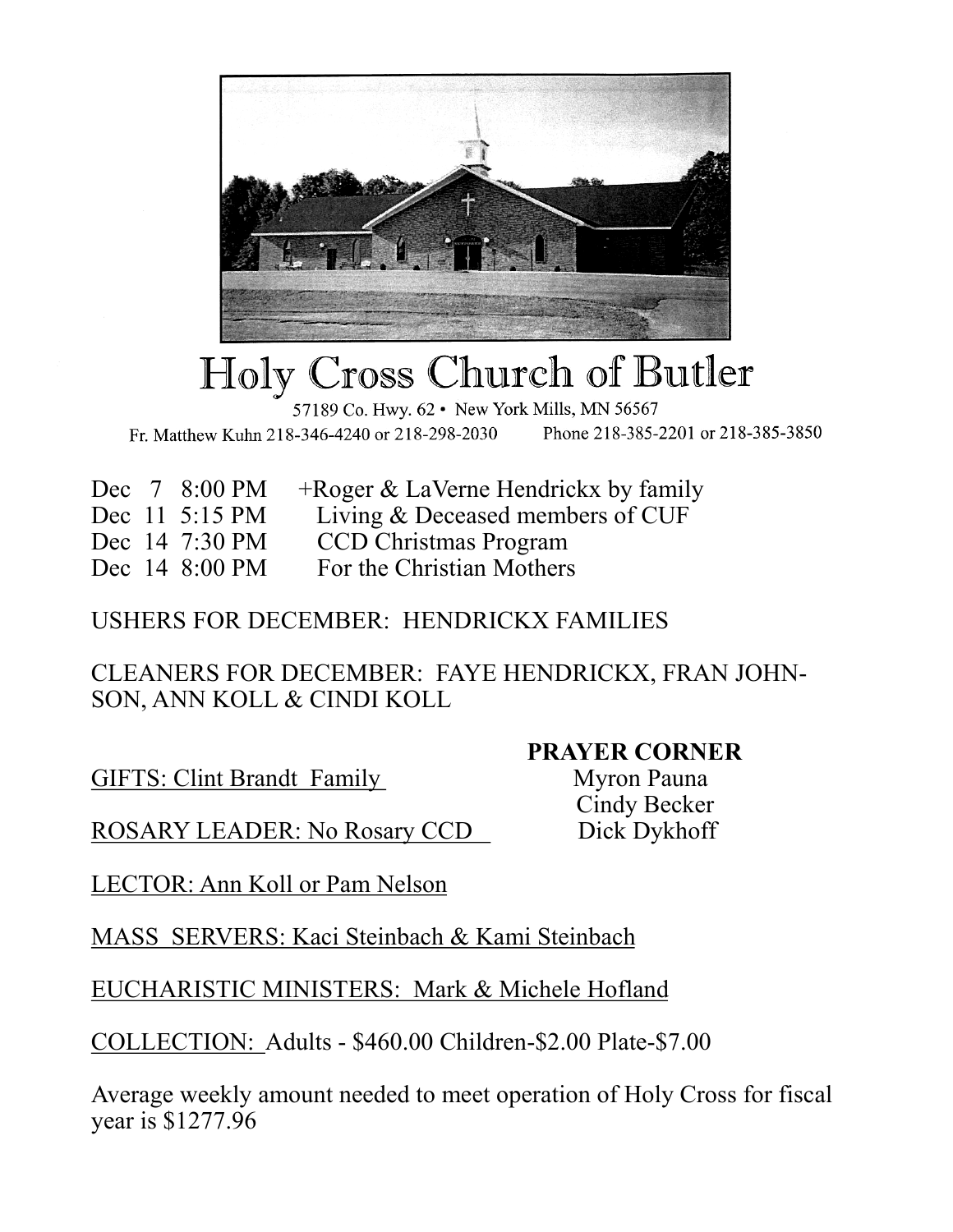# Holy Cross Church of Butler

57189 Co. Hwy. 62 • New York Mills, MN 56567

Fr. Matthew Kuhn 218-346-4240 or 218-298-2030 Phone 218-385-2201 or 218-385-3850

Dec 7 8:00 PM +Roger & LaVerne Hendrickx by family
Dec 11 5:15 PM Living & Deceased members of CUF
Dec 14 7:30 PM CCD Christmas Program
Dec 14 8:00 PM For the Christian Mothers

USHERS FOR DECEMBER: HENDRICKX FAMILIES

CLEANERS FOR DECEMBER: FAYE HENDRICKX, FRAN JOHNSON, ANN KOLL & CINDI KOLL

**PRAYER CORNER**
Myron Pauna
Cindy Becker
Dick Dykhoff

GIFTS: Clint Brandt Family

ROSARY LEADER: No Rosary CCD

LECTOR: Ann Koll or Pam Nelson

MASS SERVERS: Kaci Steinbach & Kami Steinbach

EUCHARISTIC MINISTERS: Mark & Michele Hofland

COLLECTION: Adults - $460.00 Children-$2.00 Plate-$7.00

Average weekly amount needed to meet operation of Holy Cross for fiscal year is $1277.96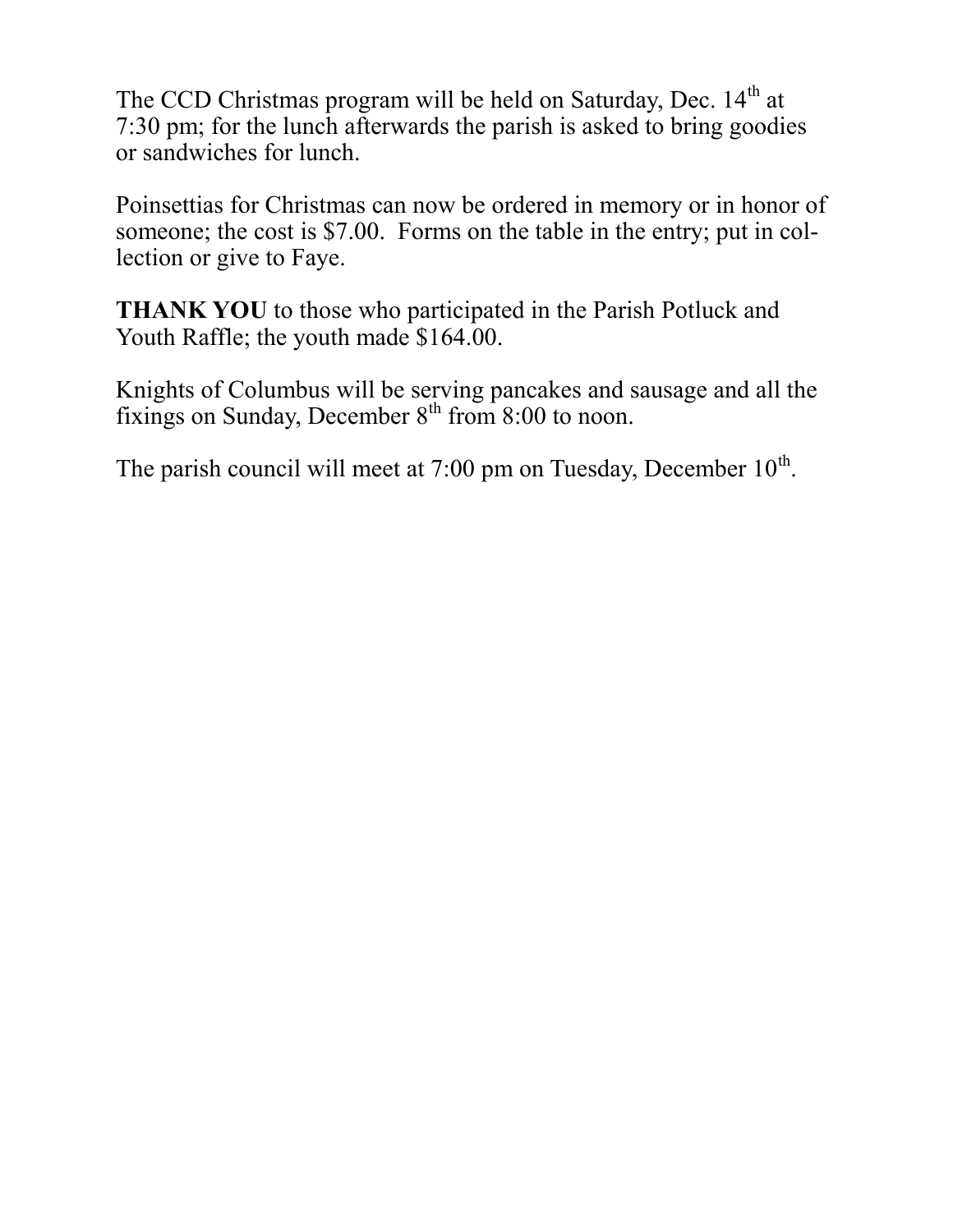The CCD Christmas program will be held on Saturday, Dec. 14th at 7:30 pm; for the lunch afterwards the parish is asked to bring goodies or sandwiches for lunch.

Poinsettias for Christmas can now be ordered in memory or in honor of someone; the cost is $7.00. Forms on the table in the entry; put in collection or give to Faye.

**THANK YOU** to those who participated in the Parish Potluck and Youth Raffle; the youth made $164.00.

Knights of Columbus will be serving pancakes and sausage and all the fixings on Sunday, December 8th from 8:00 to noon.

The parish council will meet at 7:00 pm on Tuesday, December 10th.